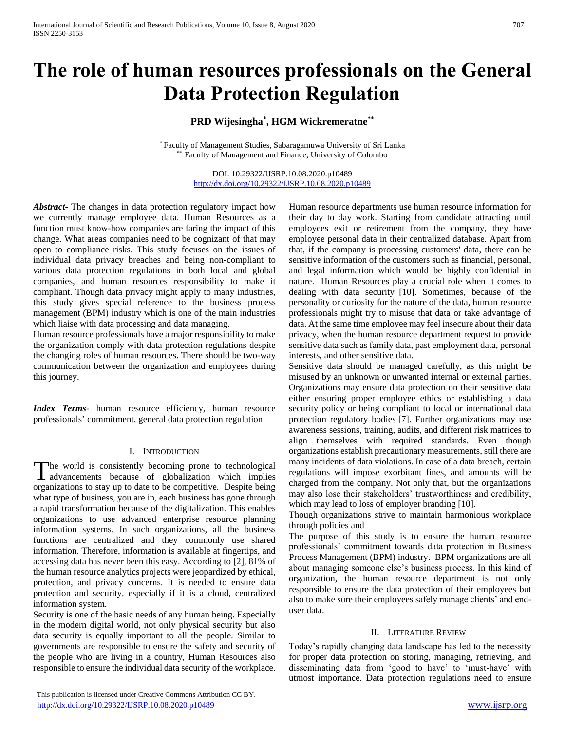# The role of human resources professionals on the General Data Protection Regulation

**PRD Wijesingha[*], HGM Wickremeratne[**]**

[*] Faculty of Management Studies, Sabaragamuwa University of Sri Lanka
[**] Faculty of Management and Finance, University of Colombo

DOI: 10.29322/IJSRP.10.08.2020.p10489
http://dx.doi.org/10.29322/IJSRP.10.08.2020.p10489

***Abstract***- The changes in data protection regulatory impact how we currently manage employee data. Human Resources as a function must know-how companies are faring the impact of this change. What areas companies need to be cognizant of that may open to compliance risks. This study focuses on the issues of individual data privacy breaches and being non-compliant to various data protection regulations in both local and global companies, and human resources responsibility to make it compliant. Though data privacy might apply to many industries, this study gives special reference to the business process management (BPM) industry which is one of the main industries which liaise with data processing and data managing.

Human resource professionals have a major responsibility to make the organization comply with data protection regulations despite the changing roles of human resources. There should be two-way communication between the organization and employees during this journey.

***Index Terms***- human resource efficiency, human resource professionals' commitment, general data protection regulation

## I. Introduction

The world is consistently becoming prone to technological advancements because of globalization which implies organizations to stay up to date to be competitive. Despite being what type of business, you are in, each business has gone through a rapid transformation because of the digitalization. This enables organizations to use advanced enterprise resource planning information systems. In such organizations, all the business functions are centralized and they commonly use shared information. Therefore, information is available at fingertips, and accessing data has never been this easy. According to [2], 81% of the human resource analytics projects were jeopardized by ethical, protection, and privacy concerns. It is needed to ensure data protection and security, especially if it is a cloud, centralized information system.

Security is one of the basic needs of any human being. Especially in the modern digital world, not only physical security but also data security is equally important to all the people. Similar to governments are responsible to ensure the safety and security of the people who are living in a country, Human Resources also responsible to ensure the individual data security of the workplace. Human resource departments use human resource information for their day to day work. Starting from candidate attracting until employees exit or retirement from the company, they have employee personal data in their centralized database. Apart from that, if the company is processing customers' data, there can be sensitive information of the customers such as financial, personal, and legal information which would be highly confidential in nature. Human Resources play a crucial role when it comes to dealing with data security [10]. Sometimes, because of the personality or curiosity for the nature of the data, human resource professionals might try to misuse that data or take advantage of data. At the same time employee may feel insecure about their data privacy, when the human resource department request to provide sensitive data such as family data, past employment data, personal interests, and other sensitive data.

Sensitive data should be managed carefully, as this might be misused by an unknown or unwanted internal or external parties. Organizations may ensure data protection on their sensitive data either ensuring proper employee ethics or establishing a data security policy or being compliant to local or international data protection regulatory bodies [7]. Further organizations may use awareness sessions, training, audits, and different risk matrices to align themselves with required standards. Even though organizations establish precautionary measurements, still there are many incidents of data violations. In case of a data breach, certain regulations will impose exorbitant fines, and amounts will be charged from the company. Not only that, but the organizations may also lose their stakeholders' trustworthiness and credibility, which may lead to loss of employer branding [10].

Though organizations strive to maintain harmonious workplace through policies and

The purpose of this study is to ensure the human resource professionals' commitment towards data protection in Business Process Management (BPM) industry. BPM organizations are all about managing someone else's business process. In this kind of organization, the human resource department is not only responsible to ensure the data protection of their employees but also to make sure their employees safely manage clients' and end-user data.

## II. Literature Review

Today's rapidly changing data landscape has led to the necessity for proper data protection on storing, managing, retrieving, and disseminating data from 'good to have' to 'must-have' with utmost importance. Data protection regulations need to ensure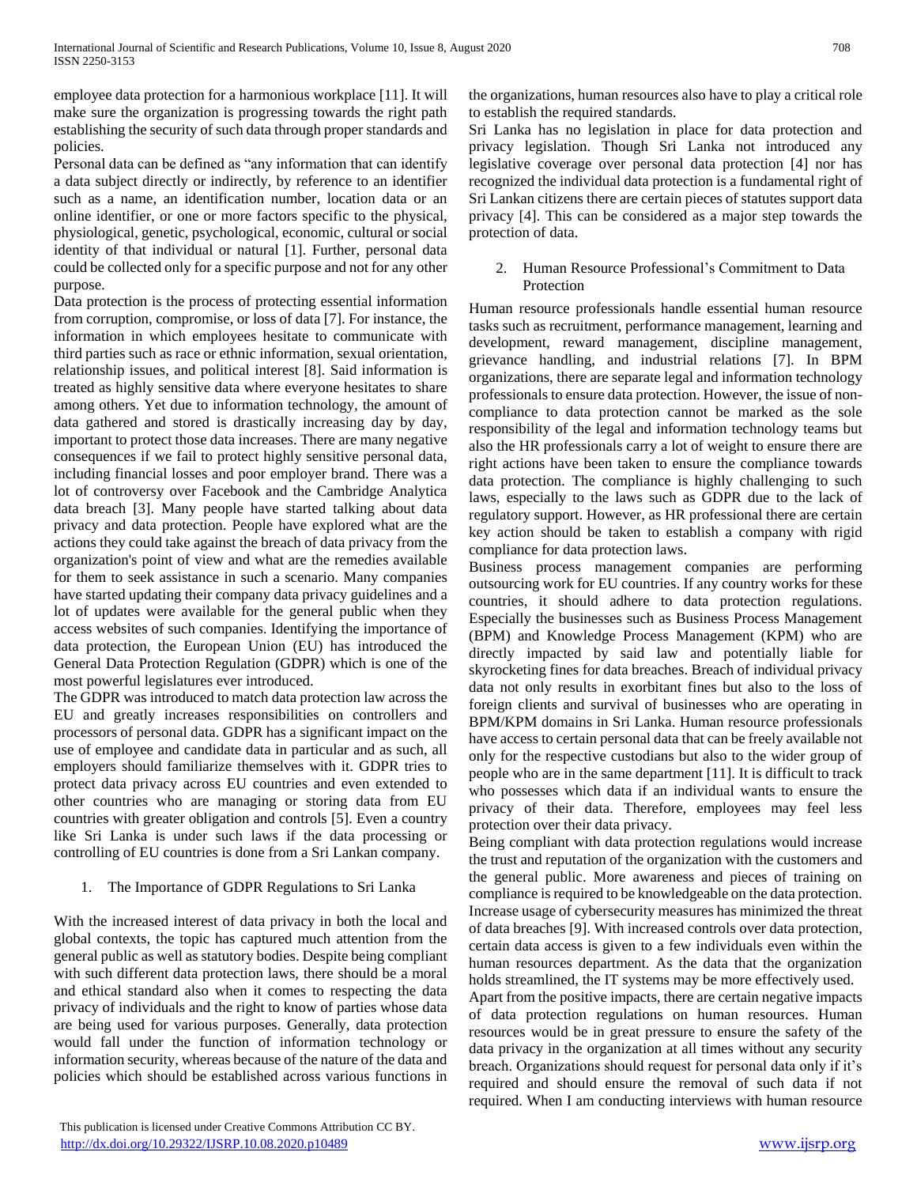employee data protection for a harmonious workplace [11]. It will make sure the organization is progressing towards the right path establishing the security of such data through proper standards and policies.

Personal data can be defined as "any information that can identify a data subject directly or indirectly, by reference to an identifier such as a name, an identification number, location data or an online identifier, or one or more factors specific to the physical, physiological, genetic, psychological, economic, cultural or social identity of that individual or natural [1]. Further, personal data could be collected only for a specific purpose and not for any other purpose.

Data protection is the process of protecting essential information from corruption, compromise, or loss of data [7]. For instance, the information in which employees hesitate to communicate with third parties such as race or ethnic information, sexual orientation, relationship issues, and political interest [8]. Said information is treated as highly sensitive data where everyone hesitates to share among others. Yet due to information technology, the amount of data gathered and stored is drastically increasing day by day, important to protect those data increases. There are many negative consequences if we fail to protect highly sensitive personal data, including financial losses and poor employer brand. There was a lot of controversy over Facebook and the Cambridge Analytica data breach [3]. Many people have started talking about data privacy and data protection. People have explored what are the actions they could take against the breach of data privacy from the organization's point of view and what are the remedies available for them to seek assistance in such a scenario. Many companies have started updating their company data privacy guidelines and a lot of updates were available for the general public when they access websites of such companies. Identifying the importance of data protection, the European Union (EU) has introduced the General Data Protection Regulation (GDPR) which is one of the most powerful legislatures ever introduced.

The GDPR was introduced to match data protection law across the EU and greatly increases responsibilities on controllers and processors of personal data. GDPR has a significant impact on the use of employee and candidate data in particular and as such, all employers should familiarize themselves with it. GDPR tries to protect data privacy across EU countries and even extended to other countries who are managing or storing data from EU countries with greater obligation and controls [5]. Even a country like Sri Lanka is under such laws if the data processing or controlling of EU countries is done from a Sri Lankan company.

1. The Importance of GDPR Regulations to Sri Lanka

With the increased interest of data privacy in both the local and global contexts, the topic has captured much attention from the general public as well as statutory bodies. Despite being compliant with such different data protection laws, there should be a moral and ethical standard also when it comes to respecting the data privacy of individuals and the right to know of parties whose data are being used for various purposes. Generally, data protection would fall under the function of information technology or information security, whereas because of the nature of the data and policies which should be established across various functions in the organizations, human resources also have to play a critical role to establish the required standards.

Sri Lanka has no legislation in place for data protection and privacy legislation. Though Sri Lanka not introduced any legislative coverage over personal data protection [4] nor has recognized the individual data protection is a fundamental right of Sri Lankan citizens there are certain pieces of statutes support data privacy [4]. This can be considered as a major step towards the protection of data.

2. Human Resource Professional's Commitment to Data Protection

Human resource professionals handle essential human resource tasks such as recruitment, performance management, learning and development, reward management, discipline management, grievance handling, and industrial relations [7]. In BPM organizations, there are separate legal and information technology professionals to ensure data protection. However, the issue of non-compliance to data protection cannot be marked as the sole responsibility of the legal and information technology teams but also the HR professionals carry a lot of weight to ensure there are right actions have been taken to ensure the compliance towards data protection. The compliance is highly challenging to such laws, especially to the laws such as GDPR due to the lack of regulatory support. However, as HR professional there are certain key action should be taken to establish a company with rigid compliance for data protection laws.

Business process management companies are performing outsourcing work for EU countries. If any country works for these countries, it should adhere to data protection regulations. Especially the businesses such as Business Process Management (BPM) and Knowledge Process Management (KPM) who are directly impacted by said law and potentially liable for skyrocketing fines for data breaches. Breach of individual privacy data not only results in exorbitant fines but also to the loss of foreign clients and survival of businesses who are operating in BPM/KPM domains in Sri Lanka. Human resource professionals have access to certain personal data that can be freely available not only for the respective custodians but also to the wider group of people who are in the same department [11]. It is difficult to track who possesses which data if an individual wants to ensure the privacy of their data. Therefore, employees may feel less protection over their data privacy.

Being compliant with data protection regulations would increase the trust and reputation of the organization with the customers and the general public. More awareness and pieces of training on compliance is required to be knowledgeable on the data protection. Increase usage of cybersecurity measures has minimized the threat of data breaches [9]. With increased controls over data protection, certain data access is given to a few individuals even within the human resources department. As the data that the organization holds streamlined, the IT systems may be more effectively used.

Apart from the positive impacts, there are certain negative impacts of data protection regulations on human resources. Human resources would be in great pressure to ensure the safety of the data privacy in the organization at all times without any security breach. Organizations should request for personal data only if it's required and should ensure the removal of such data if not required. When I am conducting interviews with human resource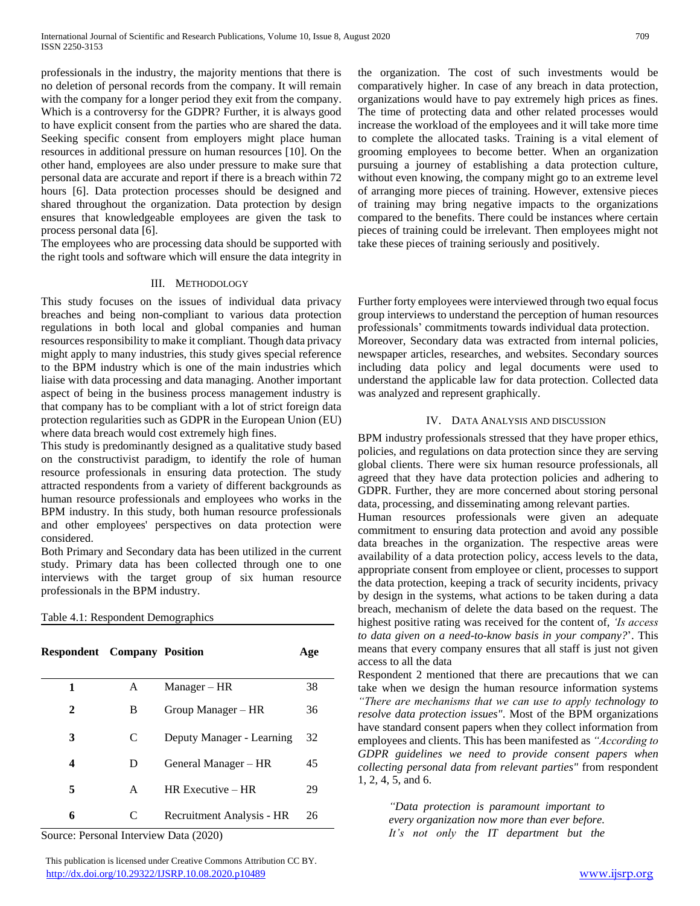professionals in the industry, the majority mentions that there is no deletion of personal records from the company. It will remain with the company for a longer period they exit from the company. Which is a controversy for the GDPR? Further, it is always good to have explicit consent from the parties who are shared the data. Seeking specific consent from employers might place human resources in additional pressure on human resources [10]. On the other hand, employees are also under pressure to make sure that personal data are accurate and report if there is a breach within 72 hours [6]. Data protection processes should be designed and shared throughout the organization. Data protection by design ensures that knowledgeable employees are given the task to process personal data [6].

The employees who are processing data should be supported with the right tools and software which will ensure the data integrity in the organization. The cost of such investments would be comparatively higher. In case of any breach in data protection, organizations would have to pay extremely high prices as fines. The time of protecting data and other related processes would increase the workload of the employees and it will take more time to complete the allocated tasks. Training is a vital element of grooming employees to become better. When an organization pursuing a journey of establishing a data protection culture, without even knowing, the company might go to an extreme level of arranging more pieces of training. However, extensive pieces of training may bring negative impacts to the organizations compared to the benefits. There could be instances where certain pieces of training could be irrelevant. Then employees might not take these pieces of training seriously and positively.

## III. Methodology

This study focuses on the issues of individual data privacy breaches and being non-compliant to various data protection regulations in both local and global companies and human resources responsibility to make it compliant. Though data privacy might apply to many industries, this study gives special reference to the BPM industry which is one of the main industries which liaise with data processing and data managing. Another important aspect of being in the business process management industry is that company has to be compliant with a lot of strict foreign data protection regularities such as GDPR in the European Union (EU) where data breach would cost extremely high fines.

This study is predominantly designed as a qualitative study based on the constructivist paradigm, to identify the role of human resource professionals in ensuring data protection. The study attracted respondents from a variety of different backgrounds as human resource professionals and employees who works in the BPM industry. In this study, both human resource professionals and other employees' perspectives on data protection were considered.

Both Primary and Secondary data has been utilized in the current study. Primary data has been collected through one to one interviews with the target group of six human resource professionals in the BPM industry.

Table 4.1: Respondent Demographics

| Respondent | Company | Position | Age |
|---|---|---|---|
| 1 | A | Manager – HR | 38 |
| 2 | B | Group Manager – HR | 36 |
| 3 | C | Deputy Manager - Learning | 32 |
| 4 | D | General Manager – HR | 45 |
| 5 | A | HR Executive – HR | 29 |
| 6 | C | Recruitment Analysis - HR | 26 |

Source: Personal Interview Data (2020)

Further forty employees were interviewed through two equal focus group interviews to understand the perception of human resources professionals' commitments towards individual data protection.

Moreover, Secondary data was extracted from internal policies, newspaper articles, researches, and websites. Secondary sources including data policy and legal documents were used to understand the applicable law for data protection. Collected data was analyzed and represent graphically.

## IV. Data Analysis and Discussion

BPM industry professionals stressed that they have proper ethics, policies, and regulations on data protection since they are serving global clients. There were six human resource professionals, all agreed that they have data protection policies and adhering to GDPR. Further, they are more concerned about storing personal data, processing, and disseminating among relevant parties.

Human resources professionals were given an adequate commitment to ensuring data protection and avoid any possible data breaches in the organization. The respective areas were availability of a data protection policy, access levels to the data, appropriate consent from employee or client, processes to support the data protection, keeping a track of security incidents, privacy by design in the systems, what actions to be taken during a data breach, mechanism of delete the data based on the request. The highest positive rating was received for the content of, *'Is access to data given on a need-to-know basis in your company?*'. This means that every company ensures that all staff is just not given access to all the data

Respondent 2 mentioned that there are precautions that we can take when we design the human resource information systems *"There are mechanisms that we can use to apply technology to resolve data protection issues"*. Most of the BPM organizations have standard consent papers when they collect information from employees and clients. This has been manifested as *"According to GDPR guidelines we need to provide consent papers when collecting personal data from relevant parties"* from respondent 1, 2, 4, 5, and 6.

> *"Data protection is paramount important to every organization now more than ever before. It's not only the IT department but the*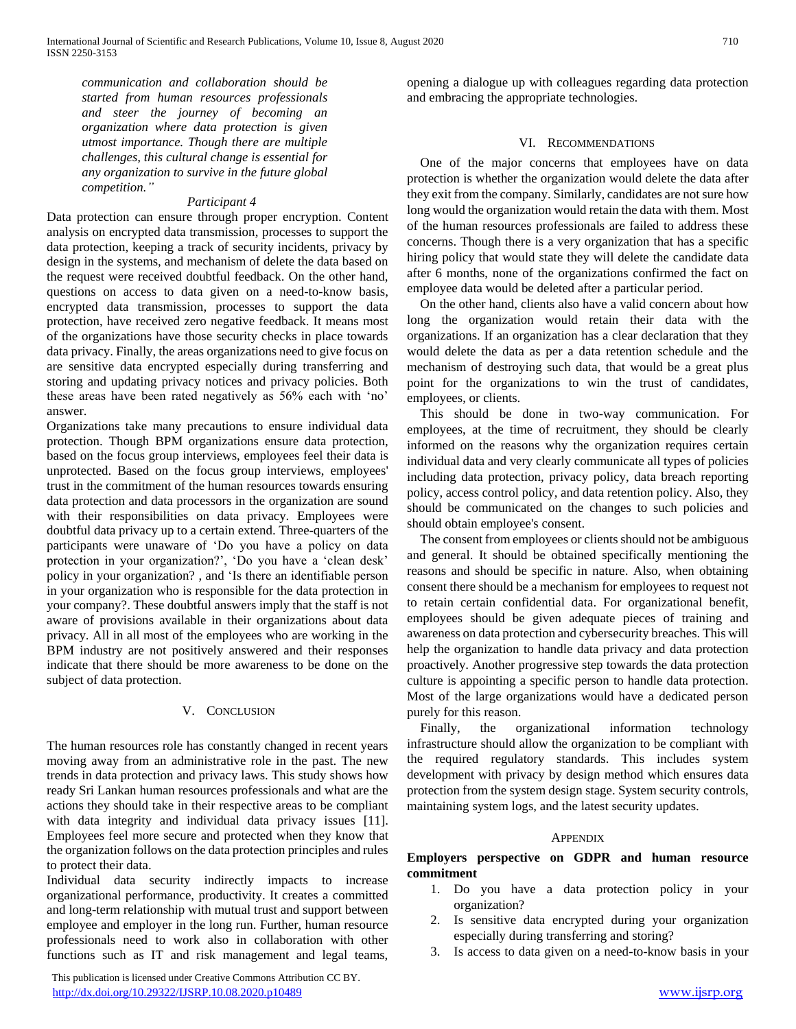*communication and collaboration should be started from human resources professionals and steer the journey of becoming an organization where data protection is given utmost importance. Though there are multiple challenges, this cultural change is essential for any organization to survive in the future global competition."*

*Participant 4*

Data protection can ensure through proper encryption. Content analysis on encrypted data transmission, processes to support the data protection, keeping a track of security incidents, privacy by design in the systems, and mechanism of delete the data based on the request were received doubtful feedback. On the other hand, questions on access to data given on a need-to-know basis, encrypted data transmission, processes to support the data protection, have received zero negative feedback. It means most of the organizations have those security checks in place towards data privacy. Finally, the areas organizations need to give focus on are sensitive data encrypted especially during transferring and storing and updating privacy notices and privacy policies. Both these areas have been rated negatively as 56% each with 'no' answer.

Organizations take many precautions to ensure individual data protection. Though BPM organizations ensure data protection, based on the focus group interviews, employees feel their data is unprotected. Based on the focus group interviews, employees' trust in the commitment of the human resources towards ensuring data protection and data processors in the organization are sound with their responsibilities on data privacy. Employees were doubtful data privacy up to a certain extend. Three-quarters of the participants were unaware of 'Do you have a policy on data protection in your organization?', 'Do you have a 'clean desk' policy in your organization? , and 'Is there an identifiable person in your organization who is responsible for the data protection in your company?. These doubtful answers imply that the staff is not aware of provisions available in their organizations about data privacy. All in all most of the employees who are working in the BPM industry are not positively answered and their responses indicate that there should be more awareness to be done on the subject of data protection.

## V. Conclusion

The human resources role has constantly changed in recent years moving away from an administrative role in the past. The new trends in data protection and privacy laws. This study shows how ready Sri Lankan human resources professionals and what are the actions they should take in their respective areas to be compliant with data integrity and individual data privacy issues [11]. Employees feel more secure and protected when they know that the organization follows on the data protection principles and rules to protect their data.

Individual data security indirectly impacts to increase organizational performance, productivity. It creates a committed and long-term relationship with mutual trust and support between employee and employer in the long run. Further, human resource professionals need to work also in collaboration with other functions such as IT and risk management and legal teams, opening a dialogue up with colleagues regarding data protection and embracing the appropriate technologies.

## VI. Recommendations

One of the major concerns that employees have on data protection is whether the organization would delete the data after they exit from the company. Similarly, candidates are not sure how long would the organization would retain the data with them. Most of the human resources professionals are failed to address these concerns. Though there is a very organization that has a specific hiring policy that would state they will delete the candidate data after 6 months, none of the organizations confirmed the fact on employee data would be deleted after a particular period.

On the other hand, clients also have a valid concern about how long the organization would retain their data with the organizations. If an organization has a clear declaration that they would delete the data as per a data retention schedule and the mechanism of destroying such data, that would be a great plus point for the organizations to win the trust of candidates, employees, or clients.

This should be done in two-way communication. For employees, at the time of recruitment, they should be clearly informed on the reasons why the organization requires certain individual data and very clearly communicate all types of policies including data protection, privacy policy, data breach reporting policy, access control policy, and data retention policy. Also, they should be communicated on the changes to such policies and should obtain employee's consent.

The consent from employees or clients should not be ambiguous and general. It should be obtained specifically mentioning the reasons and should be specific in nature. Also, when obtaining consent there should be a mechanism for employees to request not to retain certain confidential data. For organizational benefit, employees should be given adequate pieces of training and awareness on data protection and cybersecurity breaches. This will help the organization to handle data privacy and data protection proactively. Another progressive step towards the data protection culture is appointing a specific person to handle data protection. Most of the large organizations would have a dedicated person purely for this reason.

Finally, the organizational information technology infrastructure should allow the organization to be compliant with the required regulatory standards. This includes system development with privacy by design method which ensures data protection from the system design stage. System security controls, maintaining system logs, and the latest security updates.

## Appendix

**Employers perspective on GDPR and human resource commitment**

1. Do you have a data protection policy in your organization?
2. Is sensitive data encrypted during your organization especially during transferring and storing?
3. Is access to data given on a need-to-know basis in your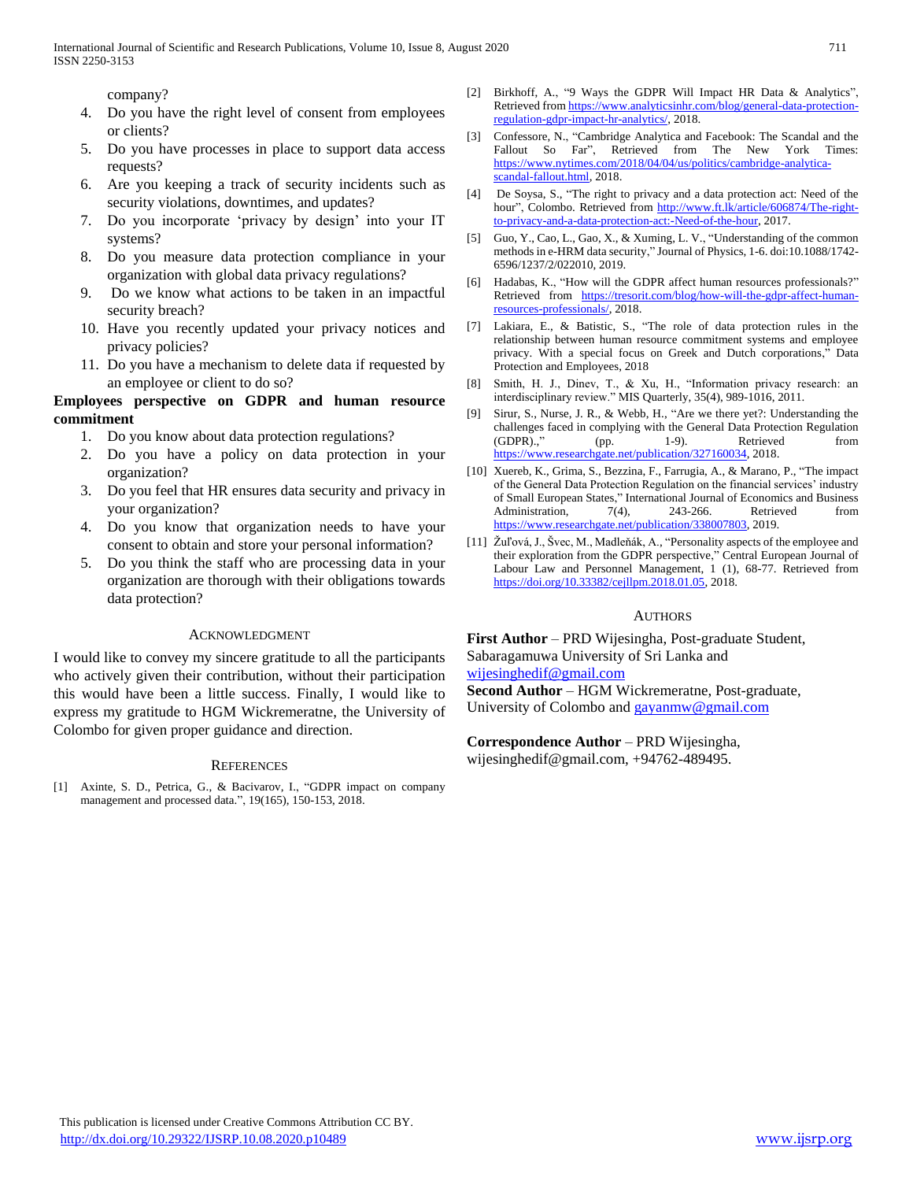company?

4. Do you have the right level of consent from employees or clients?
5. Do you have processes in place to support data access requests?
6. Are you keeping a track of security incidents such as security violations, downtimes, and updates?
7. Do you incorporate 'privacy by design' into your IT systems?
8. Do you measure data protection compliance in your organization with global data privacy regulations?
9. Do we know what actions to be taken in an impactful security breach?
10. Have you recently updated your privacy notices and privacy policies?
11. Do you have a mechanism to delete data if requested by an employee or client to do so?

**Employees perspective on GDPR and human resource commitment**

1. Do you know about data protection regulations?
2. Do you have a policy on data protection in your organization?
3. Do you feel that HR ensures data security and privacy in your organization?
4. Do you know that organization needs to have your consent to obtain and store your personal information?
5. Do you think the staff who are processing data in your organization are thorough with their obligations towards data protection?

## Acknowledgment

I would like to convey my sincere gratitude to all the participants who actively given their contribution, without their participation this would have been a little success. Finally, I would like to express my gratitude to HGM Wickremeratne, the University of Colombo for given proper guidance and direction.

## References

[1] Axinte, S. D., Petrica, G., & Bacivarov, I., "GDPR impact on company management and processed data.", 19(165), 150-153, 2018.

[2] Birkhoff, A., "9 Ways the GDPR Will Impact HR Data & Analytics", Retrieved from https://www.analyticsinhr.com/blog/general-data-protection-regulation-gdpr-impact-hr-analytics/, 2018.

[3] Confessore, N., "Cambridge Analytica and Facebook: The Scandal and the Fallout So Far", Retrieved from The New York Times: https://www.nytimes.com/2018/04/04/us/politics/cambridge-analytica-scandal-fallout.html, 2018.

[4] De Soysa, S., "The right to privacy and a data protection act: Need of the hour", Colombo. Retrieved from http://www.ft.lk/article/606874/The-right-to-privacy-and-a-data-protection-act:-Need-of-the-hour, 2017.

[5] Guo, Y., Cao, L., Gao, X., & Xuming, L. V., "Understanding of the common methods in e-HRM data security," Journal of Physics, 1-6. doi:10.1088/1742-6596/1237/2/022010, 2019.

[6] Hadabas, K., "How will the GDPR affect human resources professionals?" Retrieved from https://tresorit.com/blog/how-will-the-gdpr-affect-human-resources-professionals/, 2018.

[7] Lakiara, E., & Batistic, S., "The role of data protection rules in the relationship between human resource commitment systems and employee privacy. With a special focus on Greek and Dutch corporations," Data Protection and Employees, 2018

[8] Smith, H. J., Dinev, T., & Xu, H., "Information privacy research: an interdisciplinary review." MIS Quarterly, 35(4), 989-1016, 2011.

[9] Sirur, S., Nurse, J. R., & Webb, H., "Are we there yet?: Understanding the challenges faced in complying with the General Data Protection Regulation (GDPR).," (pp. 1-9). Retrieved from https://www.researchgate.net/publication/327160034, 2018.

[10] Xuereb, K., Grima, S., Bezzina, F., Farrugia, A., & Marano, P., "The impact of the General Data Protection Regulation on the financial services' industry of Small European States," International Journal of Economics and Business Administration, 7(4), 243-266. Retrieved from https://www.researchgate.net/publication/338007803, 2019.

[11] Žuľová, J., Švec, M., Madleňák, A., "Personality aspects of the employee and their exploration from the GDPR perspective," Central European Journal of Labour Law and Personnel Management, 1 (1), 68-77. Retrieved from https://doi.org/10.33382/cejllpm.2018.01.05, 2018.

## Authors

**First Author** – PRD Wijesingha, Post-graduate Student, Sabaragamuwa University of Sri Lanka and wijesinghedif@gmail.com

**Second Author** – HGM Wickremeratne, Post-graduate, University of Colombo and gayanmw@gmail.com

**Correspondence Author** – PRD Wijesingha, wijesinghedif@gmail.com, +94762-489495.